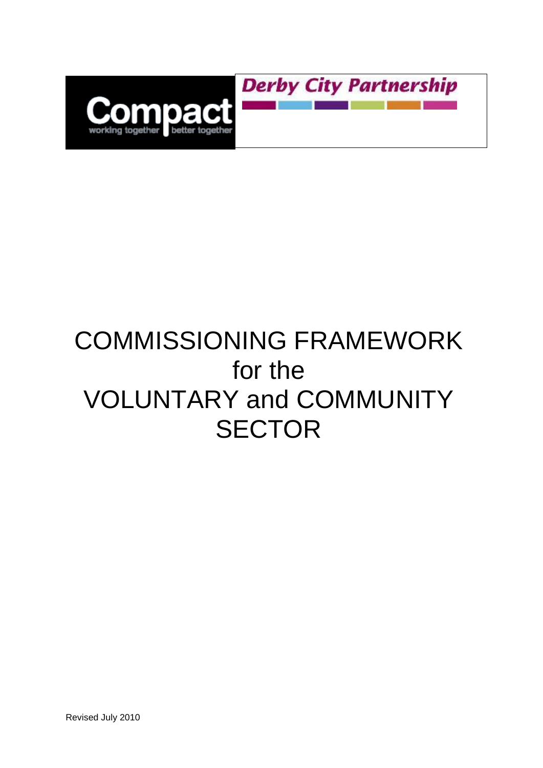Compact
working together | better together

Derby City Partnership

# COMMISSIONING FRAMEWORK for the VOLUNTARY and COMMUNITY SECTOR

Revised July 2010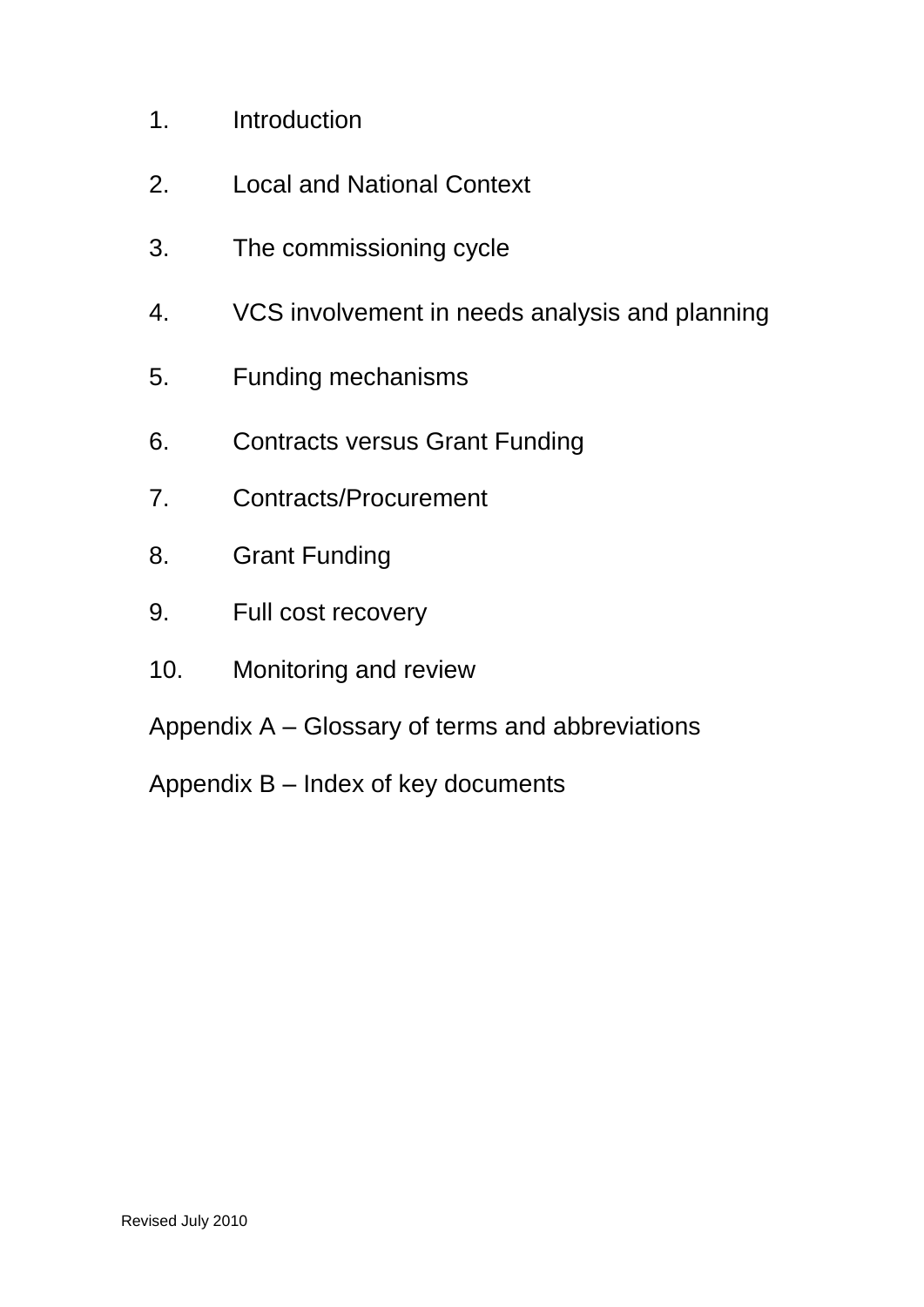1. Introduction
2. Local and National Context
3. The commissioning cycle
4. VCS involvement in needs analysis and planning
5. Funding mechanisms
6. Contracts versus Grant Funding
7. Contracts/Procurement
8. Grant Funding
9. Full cost recovery
10. Monitoring and review

Appendix A – Glossary of terms and abbreviations

Appendix B – Index of key documents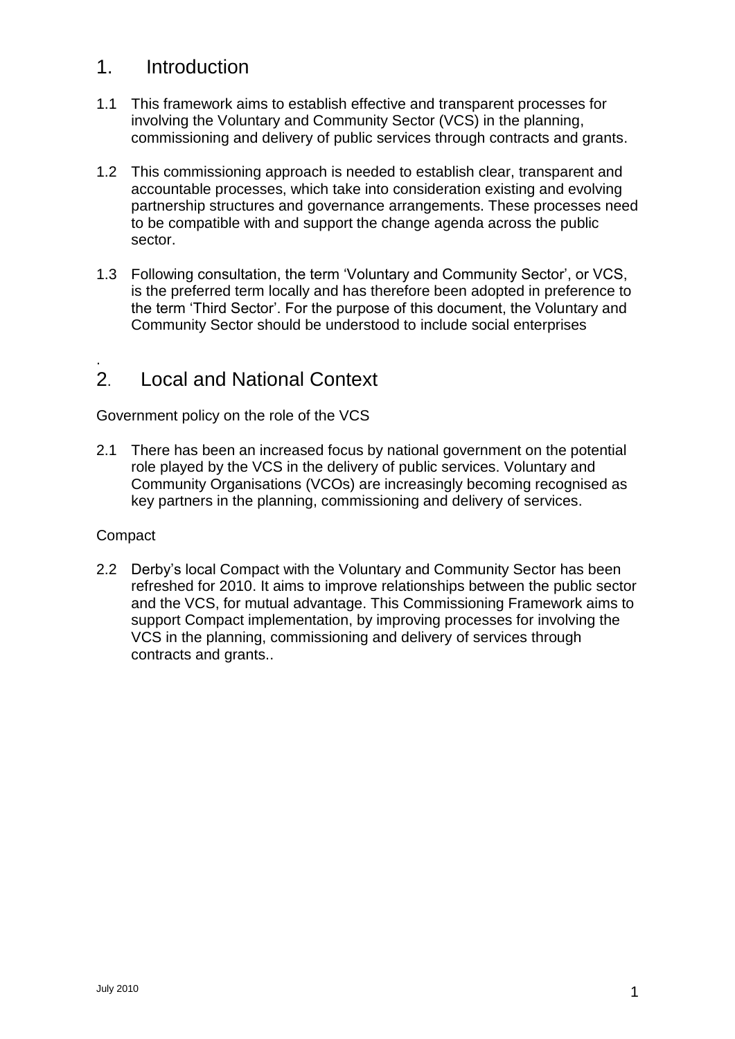# 1. Introduction

1.1 This framework aims to establish effective and transparent processes for involving the Voluntary and Community Sector (VCS) in the planning, commissioning and delivery of public services through contracts and grants.

1.2 This commissioning approach is needed to establish clear, transparent and accountable processes, which take into consideration existing and evolving partnership structures and governance arrangements. These processes need to be compatible with and support the change agenda across the public sector.

1.3 Following consultation, the term 'Voluntary and Community Sector', or VCS, is the preferred term locally and has therefore been adopted in preference to the term 'Third Sector'. For the purpose of this document, the Voluntary and Community Sector should be understood to include social enterprises

.

# 2. Local and National Context

Government policy on the role of the VCS

2.1 There has been an increased focus by national government on the potential role played by the VCS in the delivery of public services. Voluntary and Community Organisations (VCOs) are increasingly becoming recognised as key partners in the planning, commissioning and delivery of services.

Compact

2.2 Derby's local Compact with the Voluntary and Community Sector has been refreshed for 2010. It aims to improve relationships between the public sector and the VCS, for mutual advantage. This Commissioning Framework aims to support Compact implementation, by improving processes for involving the VCS in the planning, commissioning and delivery of services through contracts and grants..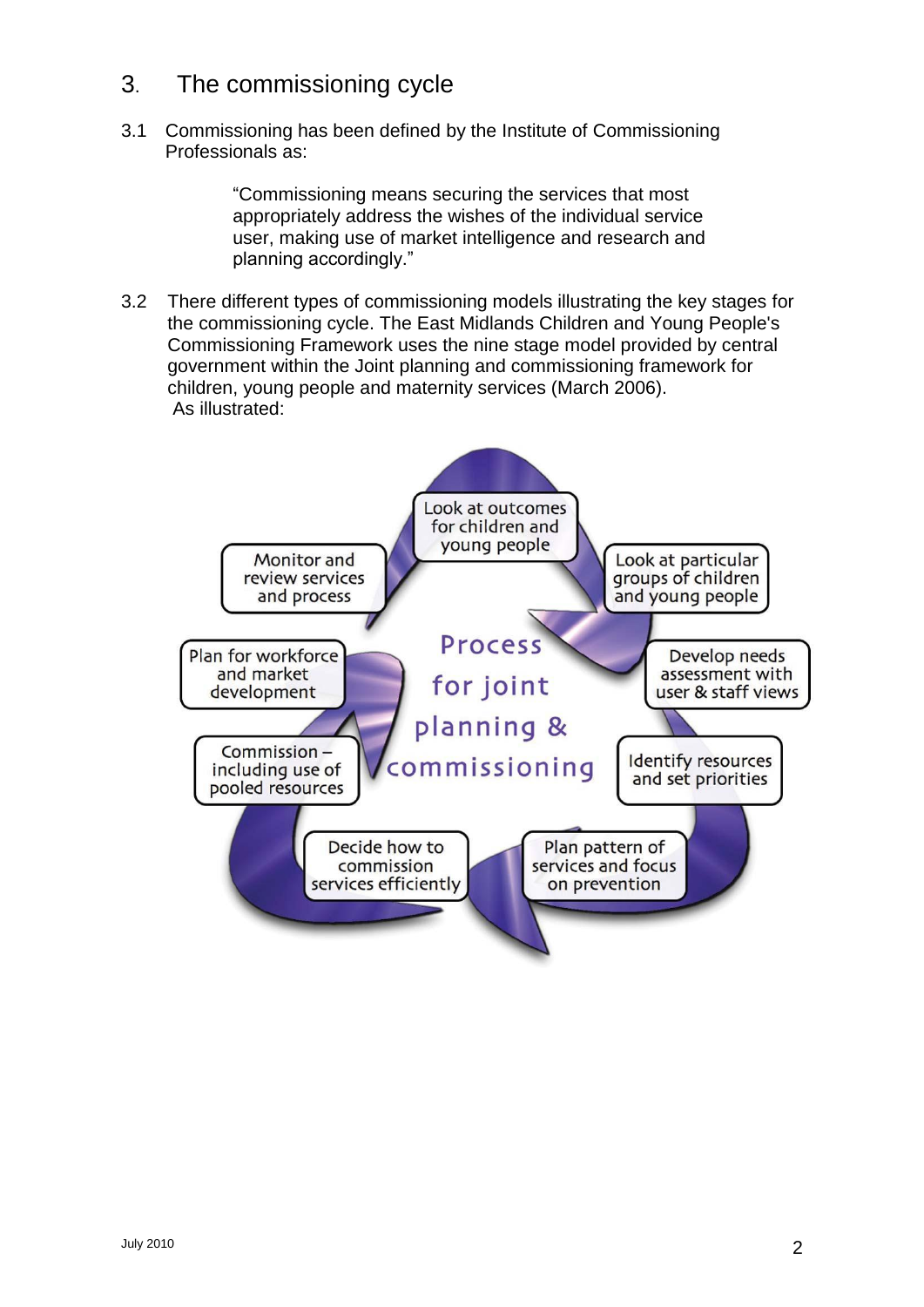## 3. The commissioning cycle

3.1 Commissioning has been defined by the Institute of Commissioning Professionals as:

> "Commissioning means securing the services that most appropriately address the wishes of the individual service user, making use of market intelligence and research and planning accordingly."

3.2 There different types of commissioning models illustrating the key stages for the commissioning cycle. The East Midlands Children and Young People's Commissioning Framework uses the nine stage model provided by central government within the Joint planning and commissioning framework for children, young people and maternity services (March 2006). As illustrated:

Process for joint planning & commissioning

- Look at outcomes for children and young people
- Look at particular groups of children and young people
- Develop needs assessment with user & staff views
- Identify resources and set priorities
- Plan pattern of services and focus on prevention
- Decide how to commission services efficiently
- Commission – including use of pooled resources
- Plan for workforce and market development
- Monitor and review services and process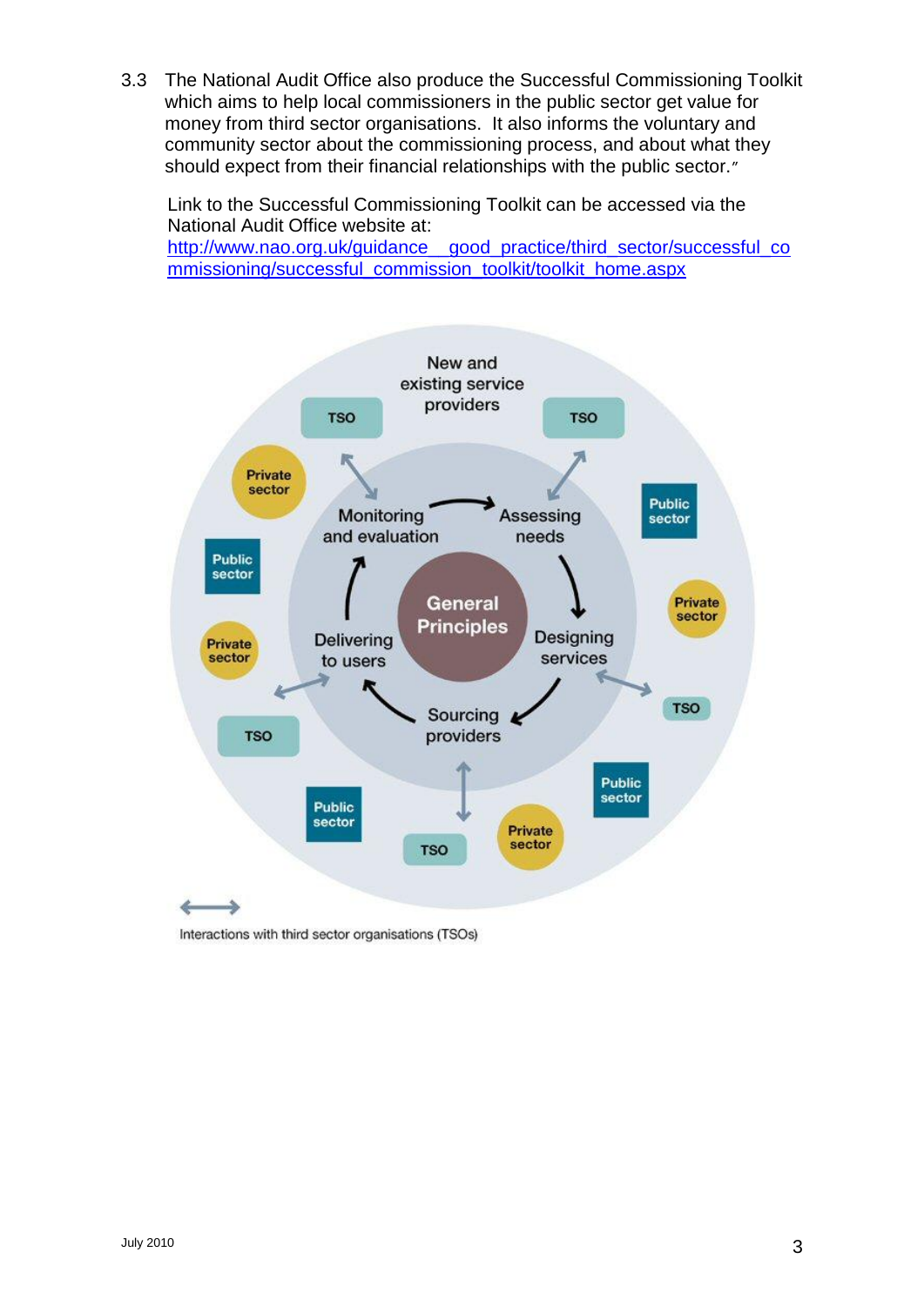3.3 The National Audit Office also produce the Successful Commissioning Toolkit which aims to help local commissioners in the public sector get value for money from third sector organisations. It also informs the voluntary and community sector about the commissioning process, and about what they should expect from their financial relationships with the public sector."

Link to the Successful Commissioning Toolkit can be accessed via the National Audit Office website at:
[http://www.nao.org.uk/guidance__good_practice/third_sector/successful_commissioning/successful_commission_toolkit/toolkit_home.aspx](http://www.nao.org.uk/guidance__good_practice/third_sector/successful_commissioning/successful_commission_toolkit/toolkit_home.aspx)

Interactions with third sector organisations (TSOs)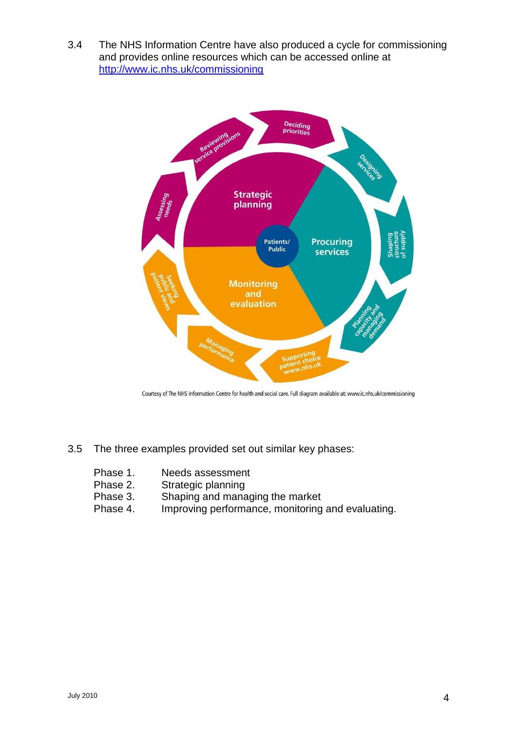3.4 The NHS Information Centre have also produced a cycle for commissioning and provides online resources which can be accessed online at [http://www.ic.nhs.uk/commissioning](http://www.ic.nhs.uk/commissioning)

Courtesy of The NHS Information Centre for health and social care. Full diagram available at: www.ic.nhs.uk/commissioning

3.5 The three examples provided set out similar key phases:

- Phase 1. Needs assessment
- Phase 2. Strategic planning
- Phase 3. Shaping and managing the market
- Phase 4. Improving performance, monitoring and evaluating.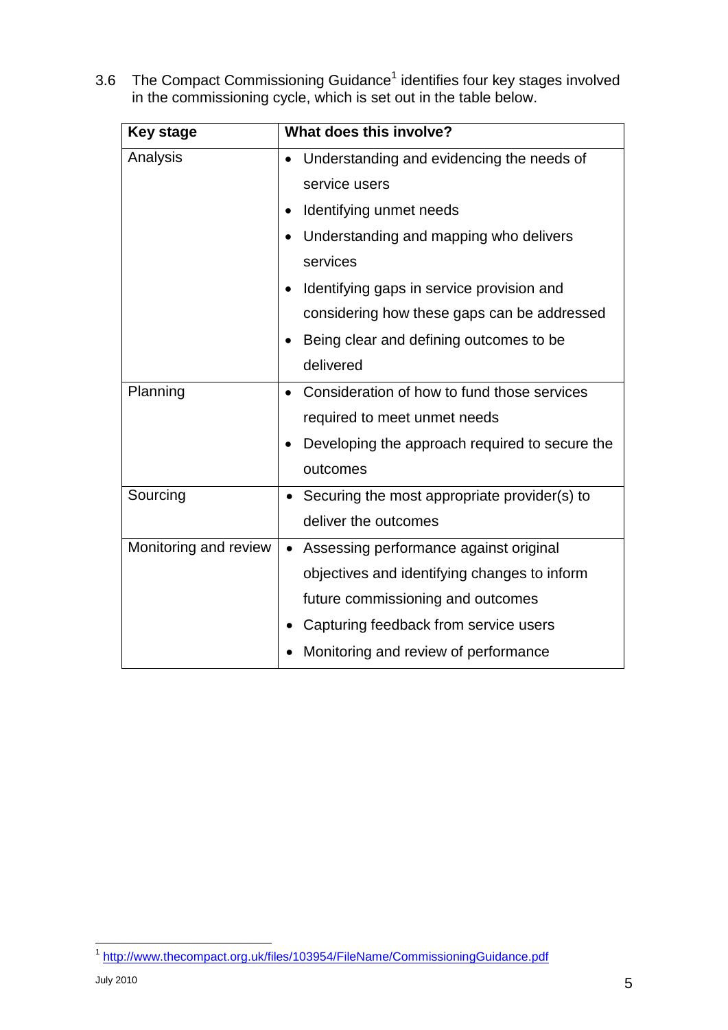3.6 The Compact Commissioning Guidance[1] identifies four key stages involved in the commissioning cycle, which is set out in the table below.

| Key stage | What does this involve? |
|---|---|
| Analysis | • Understanding and evidencing the needs of service users<br>• Identifying unmet needs<br>• Understanding and mapping who delivers services<br>• Identifying gaps in service provision and considering how these gaps can be addressed<br>• Being clear and defining outcomes to be delivered |
| Planning | • Consideration of how to fund those services required to meet unmet needs<br>• Developing the approach required to secure the outcomes |
| Sourcing | • Securing the most appropriate provider(s) to deliver the outcomes |
| Monitoring and review | • Assessing performance against original objectives and identifying changes to inform future commissioning and outcomes<br>• Capturing feedback from service users<br>• Monitoring and review of performance |

[1] http://www.thecompact.org.uk/files/103954/FileName/CommissioningGuidance.pdf

July 2010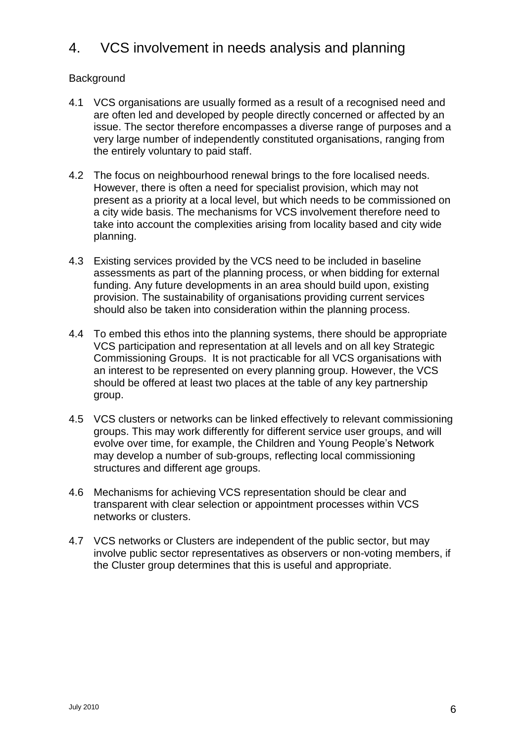# 4. VCS involvement in needs analysis and planning

Background

4.1 VCS organisations are usually formed as a result of a recognised need and are often led and developed by people directly concerned or affected by an issue. The sector therefore encompasses a diverse range of purposes and a very large number of independently constituted organisations, ranging from the entirely voluntary to paid staff.

4.2 The focus on neighbourhood renewal brings to the fore localised needs. However, there is often a need for specialist provision, which may not present as a priority at a local level, but which needs to be commissioned on a city wide basis. The mechanisms for VCS involvement therefore need to take into account the complexities arising from locality based and city wide planning.

4.3 Existing services provided by the VCS need to be included in baseline assessments as part of the planning process, or when bidding for external funding. Any future developments in an area should build upon, existing provision. The sustainability of organisations providing current services should also be taken into consideration within the planning process.

4.4 To embed this ethos into the planning systems, there should be appropriate VCS participation and representation at all levels and on all key Strategic Commissioning Groups. It is not practicable for all VCS organisations with an interest to be represented on every planning group. However, the VCS should be offered at least two places at the table of any key partnership group.

4.5 VCS clusters or networks can be linked effectively to relevant commissioning groups. This may work differently for different service user groups, and will evolve over time, for example, the Children and Young People's Network may develop a number of sub-groups, reflecting local commissioning structures and different age groups.

4.6 Mechanisms for achieving VCS representation should be clear and transparent with clear selection or appointment processes within VCS networks or clusters.

4.7 VCS networks or Clusters are independent of the public sector, but may involve public sector representatives as observers or non-voting members, if the Cluster group determines that this is useful and appropriate.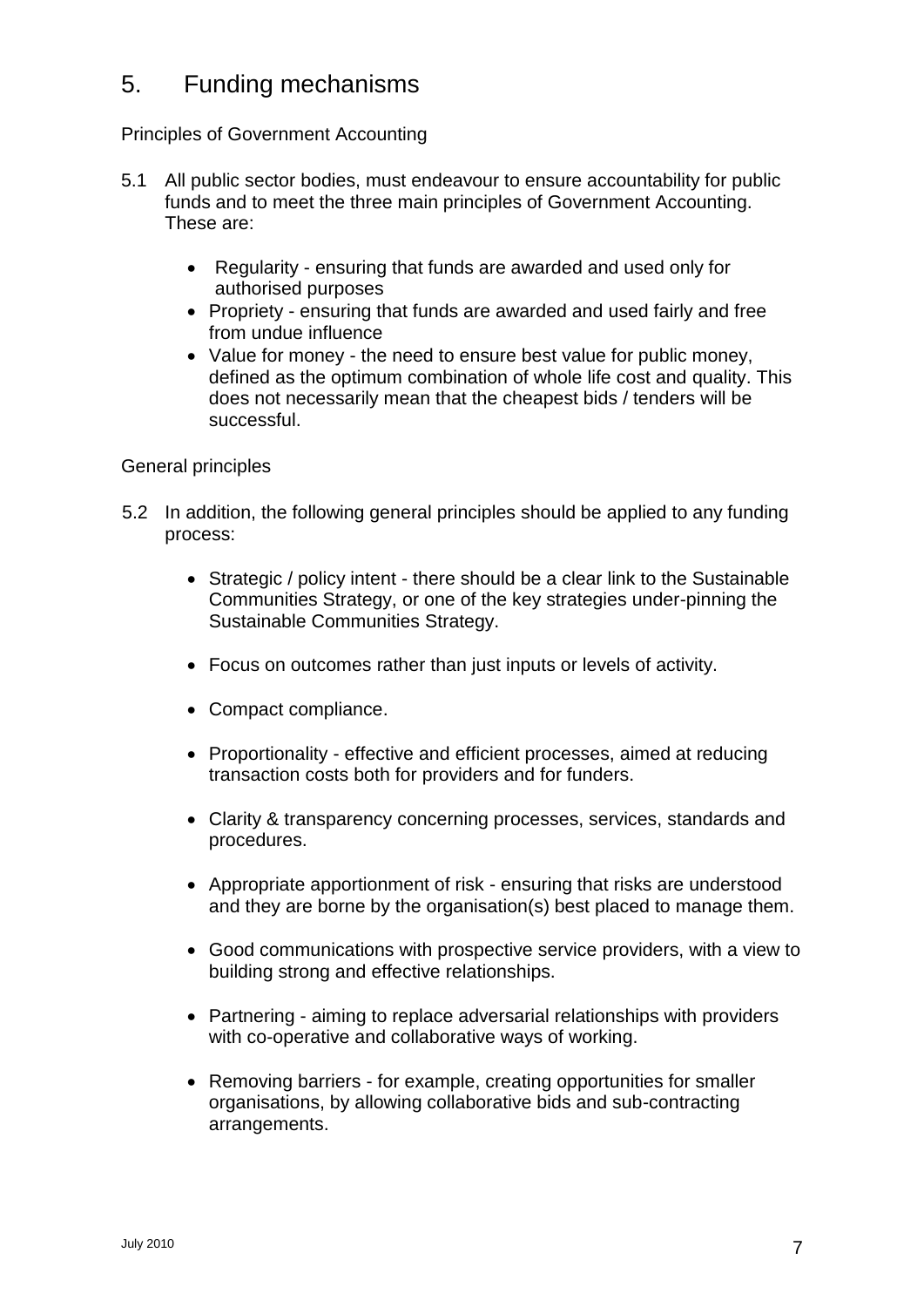# 5. Funding mechanisms

Principles of Government Accounting

5.1 All public sector bodies, must endeavour to ensure accountability for public funds and to meet the three main principles of Government Accounting. These are:

- Regularity - ensuring that funds are awarded and used only for authorised purposes
- Propriety - ensuring that funds are awarded and used fairly and free from undue influence
- Value for money - the need to ensure best value for public money, defined as the optimum combination of whole life cost and quality. This does not necessarily mean that the cheapest bids / tenders will be successful.

General principles

5.2 In addition, the following general principles should be applied to any funding process:

- Strategic / policy intent - there should be a clear link to the Sustainable Communities Strategy, or one of the key strategies under-pinning the Sustainable Communities Strategy.
- Focus on outcomes rather than just inputs or levels of activity.
- Compact compliance.
- Proportionality - effective and efficient processes, aimed at reducing transaction costs both for providers and for funders.
- Clarity & transparency concerning processes, services, standards and procedures.
- Appropriate apportionment of risk - ensuring that risks are understood and they are borne by the organisation(s) best placed to manage them.
- Good communications with prospective service providers, with a view to building strong and effective relationships.
- Partnering - aiming to replace adversarial relationships with providers with co-operative and collaborative ways of working.
- Removing barriers - for example, creating opportunities for smaller organisations, by allowing collaborative bids and sub-contracting arrangements.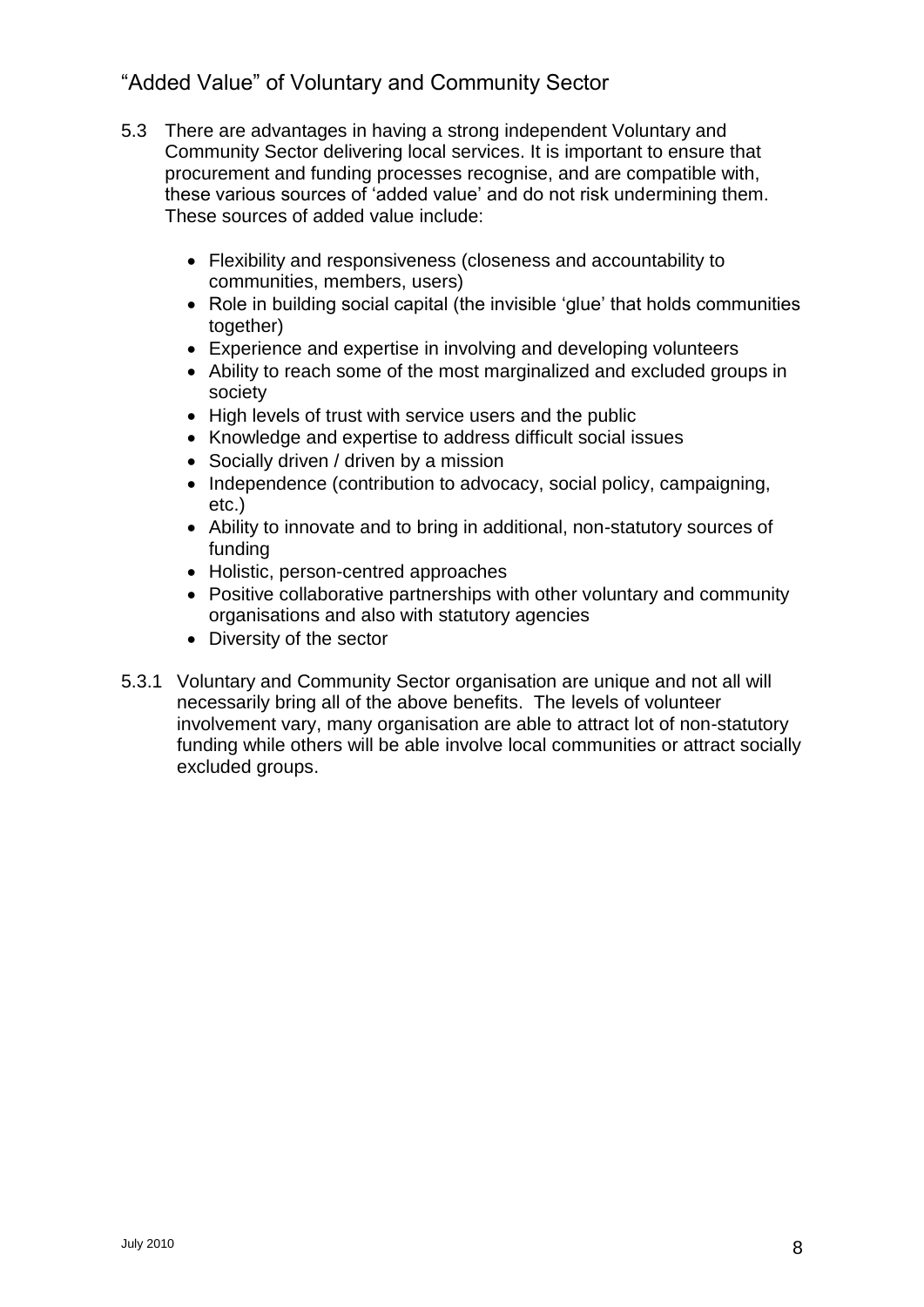## “Added Value” of Voluntary and Community Sector

5.3 There are advantages in having a strong independent Voluntary and Community Sector delivering local services. It is important to ensure that procurement and funding processes recognise, and are compatible with, these various sources of ‘added value’ and do not risk undermining them. These sources of added value include:

- Flexibility and responsiveness (closeness and accountability to communities, members, users)
- Role in building social capital (the invisible ‘glue’ that holds communities together)
- Experience and expertise in involving and developing volunteers
- Ability to reach some of the most marginalized and excluded groups in society
- High levels of trust with service users and the public
- Knowledge and expertise to address difficult social issues
- Socially driven / driven by a mission
- Independence (contribution to advocacy, social policy, campaigning, etc.)
- Ability to innovate and to bring in additional, non-statutory sources of funding
- Holistic, person-centred approaches
- Positive collaborative partnerships with other voluntary and community organisations and also with statutory agencies
- Diversity of the sector

5.3.1 Voluntary and Community Sector organisation are unique and not all will necessarily bring all of the above benefits. The levels of volunteer involvement vary, many organisation are able to attract lot of non-statutory funding while others will be able involve local communities or attract socially excluded groups.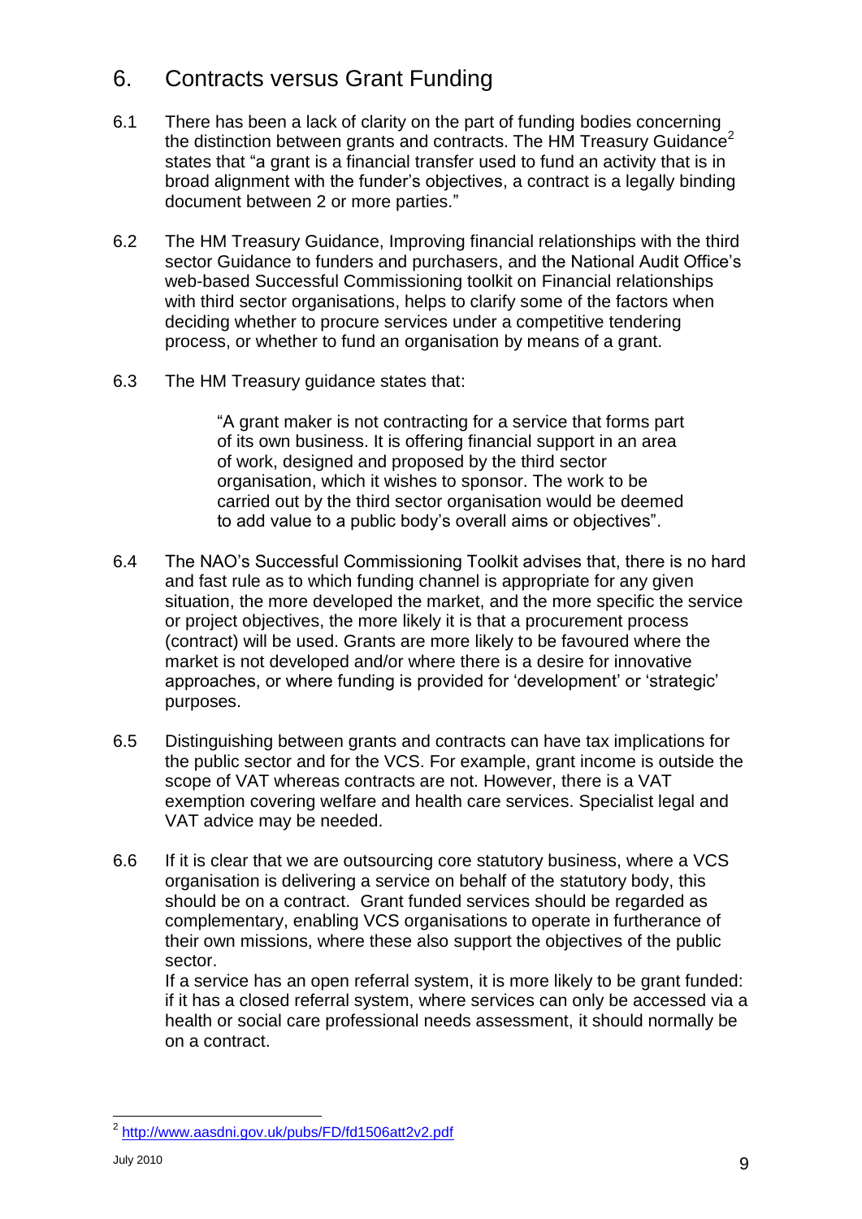## 6. Contracts versus Grant Funding

6.1 There has been a lack of clarity on the part of funding bodies concerning the distinction between grants and contracts. The HM Treasury Guidance[2] states that "a grant is a financial transfer used to fund an activity that is in broad alignment with the funder's objectives, a contract is a legally binding document between 2 or more parties."

6.2 The HM Treasury Guidance, Improving financial relationships with the third sector Guidance to funders and purchasers, and the National Audit Office's web-based Successful Commissioning toolkit on Financial relationships with third sector organisations, helps to clarify some of the factors when deciding whether to procure services under a competitive tendering process, or whether to fund an organisation by means of a grant.

6.3 The HM Treasury guidance states that:

> "A grant maker is not contracting for a service that forms part of its own business. It is offering financial support in an area of work, designed and proposed by the third sector organisation, which it wishes to sponsor. The work to be carried out by the third sector organisation would be deemed to add value to a public body's overall aims or objectives".

6.4 The NAO's Successful Commissioning Toolkit advises that, there is no hard and fast rule as to which funding channel is appropriate for any given situation, the more developed the market, and the more specific the service or project objectives, the more likely it is that a procurement process (contract) will be used. Grants are more likely to be favoured where the market is not developed and/or where there is a desire for innovative approaches, or where funding is provided for 'development' or 'strategic' purposes.

6.5 Distinguishing between grants and contracts can have tax implications for the public sector and for the VCS. For example, grant income is outside the scope of VAT whereas contracts are not. However, there is a VAT exemption covering welfare and health care services. Specialist legal and VAT advice may be needed.

6.6 If it is clear that we are outsourcing core statutory business, where a VCS organisation is delivering a service on behalf of the statutory body, this should be on a contract. Grant funded services should be regarded as complementary, enabling VCS organisations to operate in furtherance of their own missions, where these also support the objectives of the public sector.

If a service has an open referral system, it is more likely to be grant funded: if it has a closed referral system, where services can only be accessed via a health or social care professional needs assessment, it should normally be on a contract.

---

[2] http://www.aasdni.gov.uk/pubs/FD/fd1506att2v2.pdf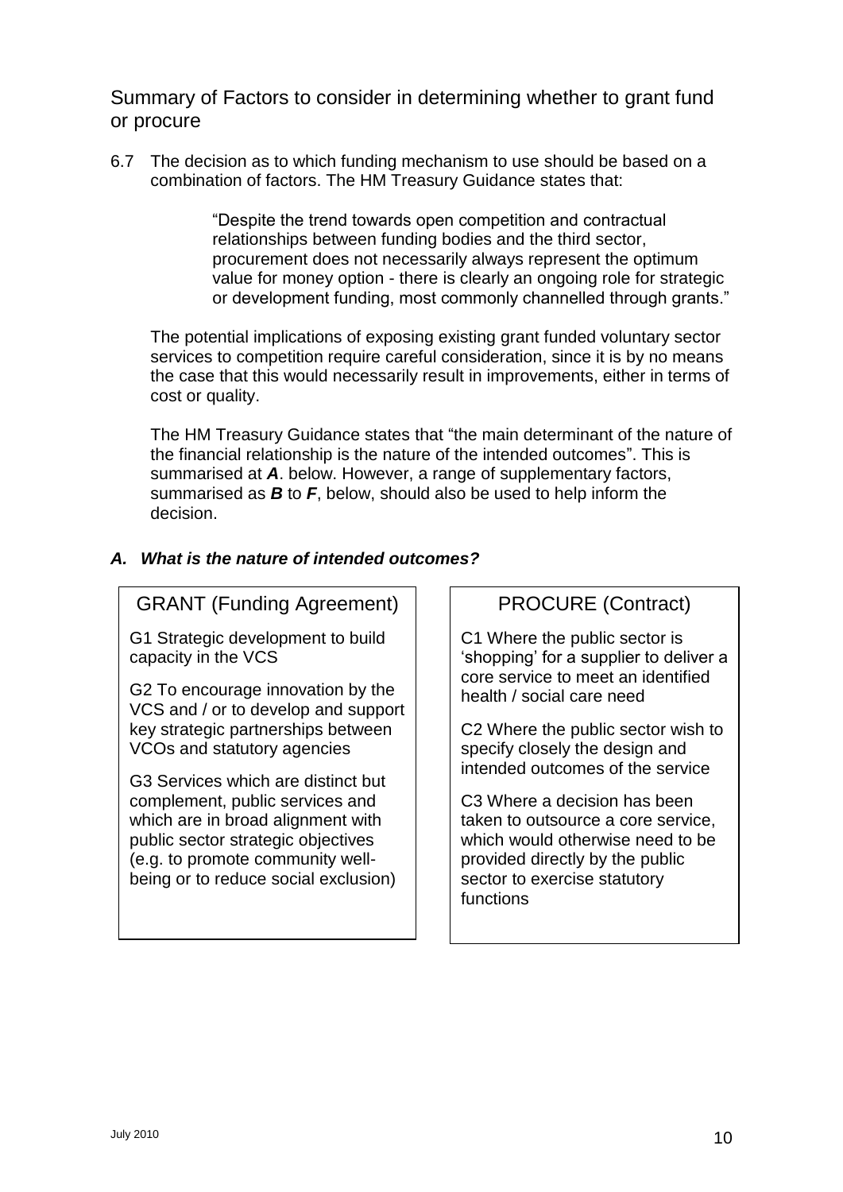## Summary of Factors to consider in determining whether to grant fund or procure

6.7 The decision as to which funding mechanism to use should be based on a combination of factors. The HM Treasury Guidance states that:

> "Despite the trend towards open competition and contractual relationships between funding bodies and the third sector, procurement does not necessarily always represent the optimum value for money option - there is clearly an ongoing role for strategic or development funding, most commonly channelled through grants."

The potential implications of exposing existing grant funded voluntary sector services to competition require careful consideration, since it is by no means the case that this would necessarily result in improvements, either in terms of cost or quality.

The HM Treasury Guidance states that "the main determinant of the nature of the financial relationship is the nature of the intended outcomes". This is summarised at ***A***. below. However, a range of supplementary factors, summarised as ***B*** to ***F***, below, should also be used to help inform the decision.

### *A. What is the nature of intended outcomes?*

| GRANT (Funding Agreement) | PROCURE (Contract) |
|---|---|
| G1 Strategic development to build capacity in the VCS | C1 Where the public sector is 'shopping' for a supplier to deliver a core service to meet an identified health / social care need |
| G2 To encourage innovation by the VCS and / or to develop and support key strategic partnerships between VCOs and statutory agencies | C2 Where the public sector wish to specify closely the design and intended outcomes of the service |
| G3 Services which are distinct but complement, public services and which are in broad alignment with public sector strategic objectives (e.g. to promote community well-being or to reduce social exclusion) | C3 Where a decision has been taken to outsource a core service, which would otherwise need to be provided directly by the public sector to exercise statutory functions |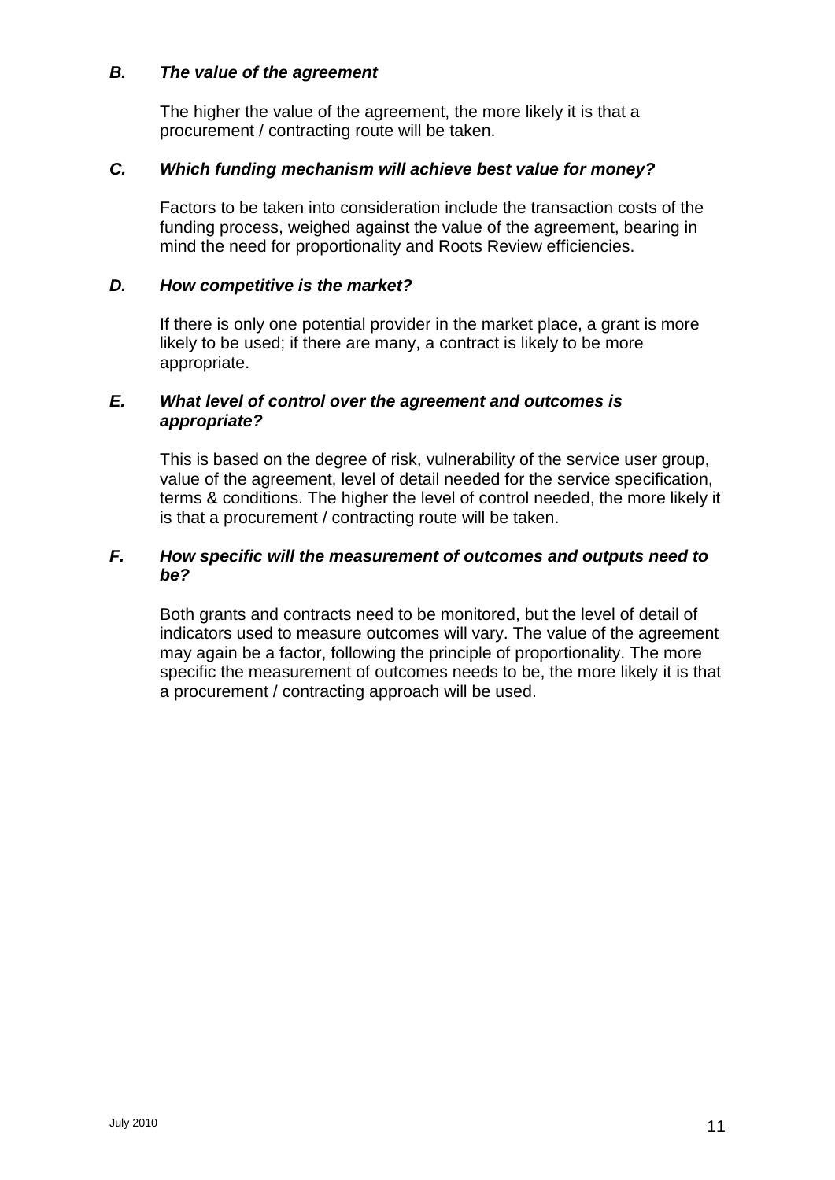### *B. The value of the agreement*

The higher the value of the agreement, the more likely it is that a procurement / contracting route will be taken.

### *C. Which funding mechanism will achieve best value for money?*

Factors to be taken into consideration include the transaction costs of the funding process, weighed against the value of the agreement, bearing in mind the need for proportionality and Roots Review efficiencies.

### *D. How competitive is the market?*

If there is only one potential provider in the market place, a grant is more likely to be used; if there are many, a contract is likely to be more appropriate.

### *E. What level of control over the agreement and outcomes is appropriate?*

This is based on the degree of risk, vulnerability of the service user group, value of the agreement, level of detail needed for the service specification, terms & conditions. The higher the level of control needed, the more likely it is that a procurement / contracting route will be taken.

### *F. How specific will the measurement of outcomes and outputs need to be?*

Both grants and contracts need to be monitored, but the level of detail of indicators used to measure outcomes will vary. The value of the agreement may again be a factor, following the principle of proportionality. The more specific the measurement of outcomes needs to be, the more likely it is that a procurement / contracting approach will be used.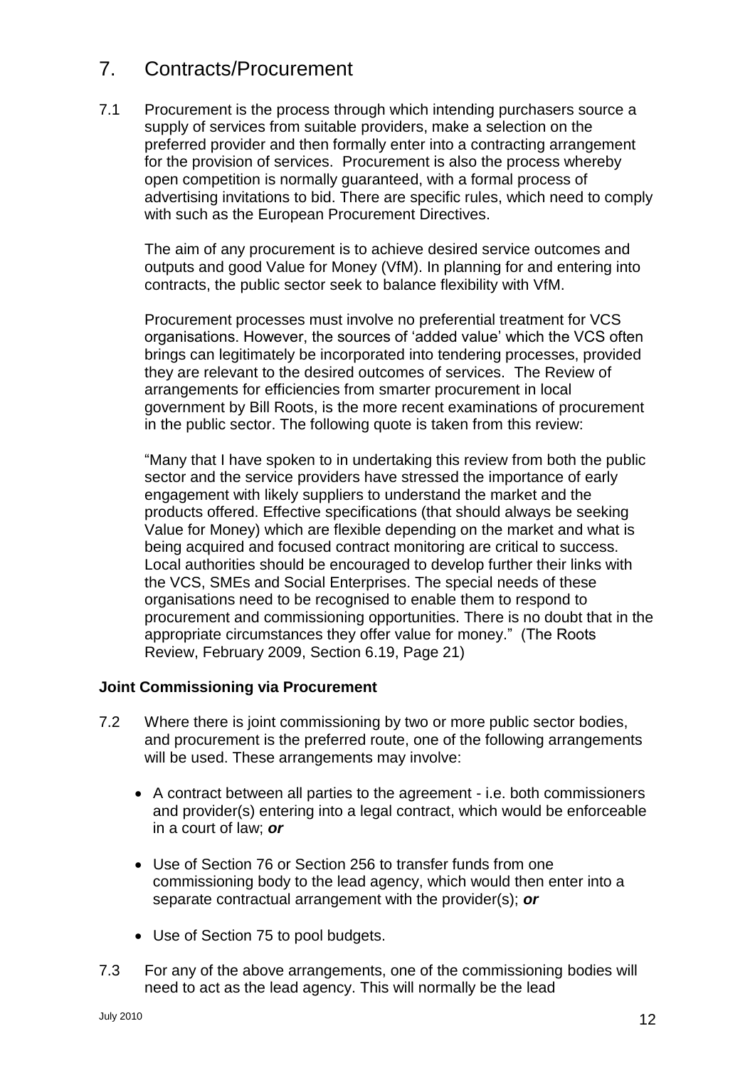## 7. Contracts/Procurement

7.1 Procurement is the process through which intending purchasers source a supply of services from suitable providers, make a selection on the preferred provider and then formally enter into a contracting arrangement for the provision of services. Procurement is also the process whereby open competition is normally guaranteed, with a formal process of advertising invitations to bid. There are specific rules, which need to comply with such as the European Procurement Directives.

The aim of any procurement is to achieve desired service outcomes and outputs and good Value for Money (VfM). In planning for and entering into contracts, the public sector seek to balance flexibility with VfM.

Procurement processes must involve no preferential treatment for VCS organisations. However, the sources of 'added value' which the VCS often brings can legitimately be incorporated into tendering processes, provided they are relevant to the desired outcomes of services. The Review of arrangements for efficiencies from smarter procurement in local government by Bill Roots, is the more recent examinations of procurement in the public sector. The following quote is taken from this review:

"Many that I have spoken to in undertaking this review from both the public sector and the service providers have stressed the importance of early engagement with likely suppliers to understand the market and the products offered. Effective specifications (that should always be seeking Value for Money) which are flexible depending on the market and what is being acquired and focused contract monitoring are critical to success. Local authorities should be encouraged to develop further their links with the VCS, SMEs and Social Enterprises. The special needs of these organisations need to be recognised to enable them to respond to procurement and commissioning opportunities. There is no doubt that in the appropriate circumstances they offer value for money." (The Roots Review, February 2009, Section 6.19, Page 21)

**Joint Commissioning via Procurement**

7.2 Where there is joint commissioning by two or more public sector bodies, and procurement is the preferred route, one of the following arrangements will be used. These arrangements may involve:

- A contract between all parties to the agreement - i.e. both commissioners and provider(s) entering into a legal contract, which would be enforceable in a court of law; ***or***
- Use of Section 76 or Section 256 to transfer funds from one commissioning body to the lead agency, which would then enter into a separate contractual arrangement with the provider(s); ***or***
- Use of Section 75 to pool budgets.

7.3 For any of the above arrangements, one of the commissioning bodies will need to act as the lead agency. This will normally be the lead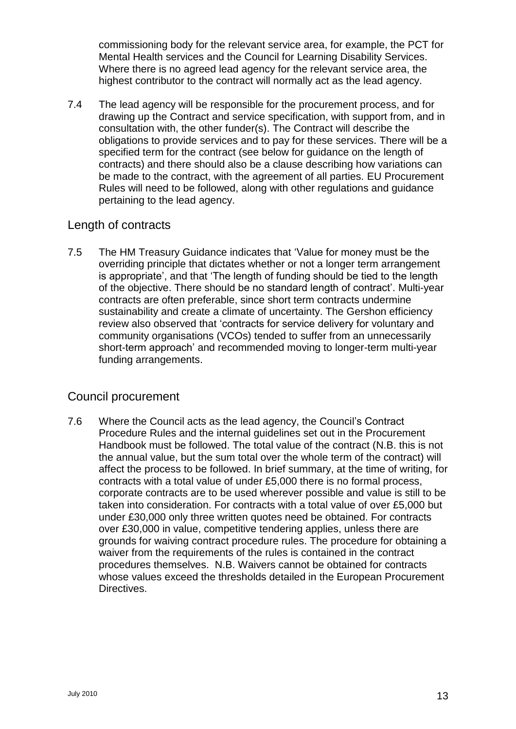commissioning body for the relevant service area, for example, the PCT for Mental Health services and the Council for Learning Disability Services. Where there is no agreed lead agency for the relevant service area, the highest contributor to the contract will normally act as the lead agency.

7.4 The lead agency will be responsible for the procurement process, and for drawing up the Contract and service specification, with support from, and in consultation with, the other funder(s). The Contract will describe the obligations to provide services and to pay for these services. There will be a specified term for the contract (see below for guidance on the length of contracts) and there should also be a clause describing how variations can be made to the contract, with the agreement of all parties. EU Procurement Rules will need to be followed, along with other regulations and guidance pertaining to the lead agency.

## Length of contracts

7.5 The HM Treasury Guidance indicates that 'Value for money must be the overriding principle that dictates whether or not a longer term arrangement is appropriate', and that 'The length of funding should be tied to the length of the objective. There should be no standard length of contract'. Multi-year contracts are often preferable, since short term contracts undermine sustainability and create a climate of uncertainty. The Gershon efficiency review also observed that 'contracts for service delivery for voluntary and community organisations (VCOs) tended to suffer from an unnecessarily short-term approach' and recommended moving to longer-term multi-year funding arrangements.

## Council procurement

7.6 Where the Council acts as the lead agency, the Council's Contract Procedure Rules and the internal guidelines set out in the Procurement Handbook must be followed. The total value of the contract (N.B. this is not the annual value, but the sum total over the whole term of the contract) will affect the process to be followed. In brief summary, at the time of writing, for contracts with a total value of under £5,000 there is no formal process, corporate contracts are to be used wherever possible and value is still to be taken into consideration. For contracts with a total value of over £5,000 but under £30,000 only three written quotes need be obtained. For contracts over £30,000 in value, competitive tendering applies, unless there are grounds for waiving contract procedure rules. The procedure for obtaining a waiver from the requirements of the rules is contained in the contract procedures themselves. N.B. Waivers cannot be obtained for contracts whose values exceed the thresholds detailed in the European Procurement Directives.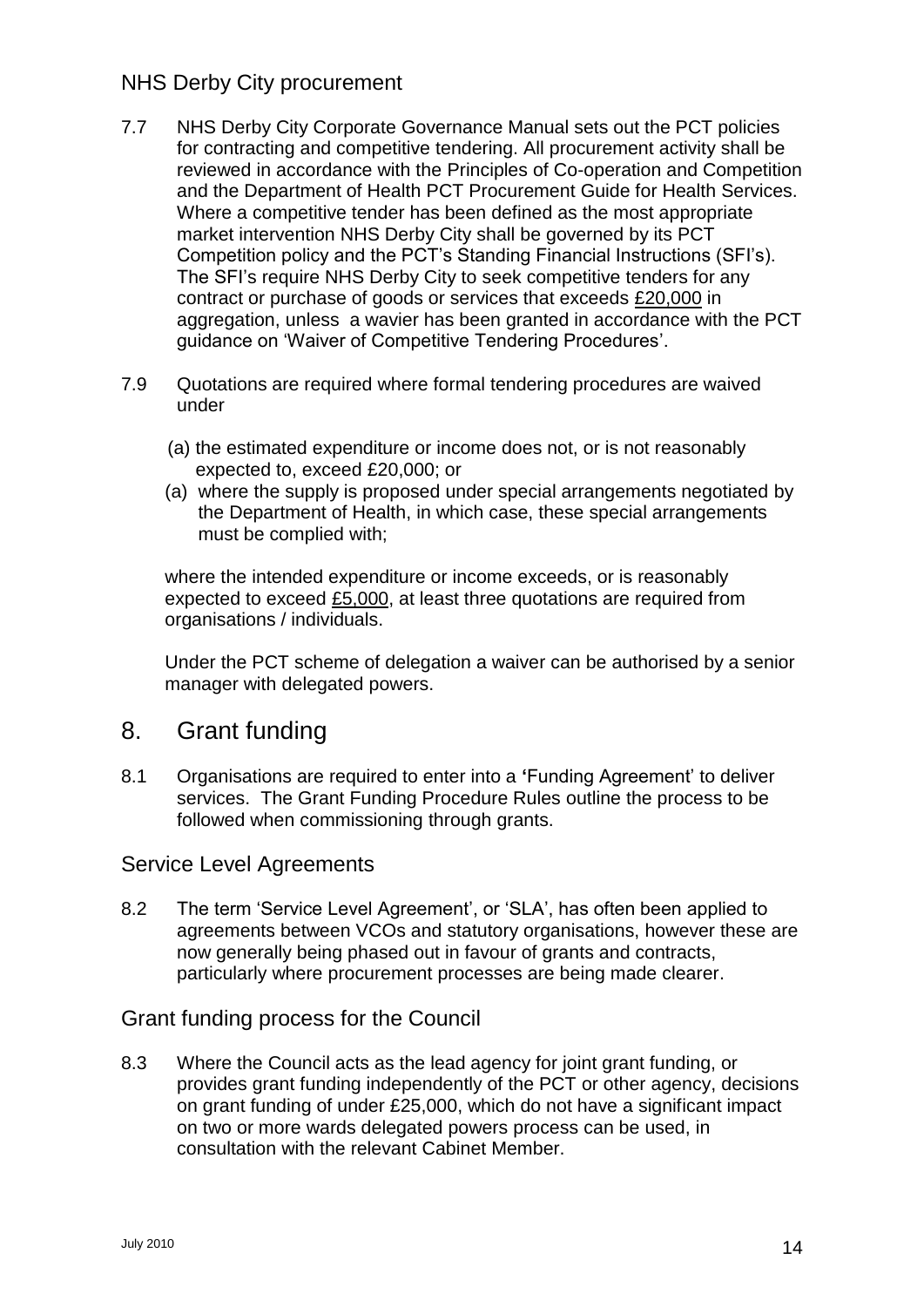### NHS Derby City procurement

7.7 NHS Derby City Corporate Governance Manual sets out the PCT policies for contracting and competitive tendering. All procurement activity shall be reviewed in accordance with the Principles of Co-operation and Competition and the Department of Health PCT Procurement Guide for Health Services. Where a competitive tender has been defined as the most appropriate market intervention NHS Derby City shall be governed by its PCT Competition policy and the PCT's Standing Financial Instructions (SFI's). The SFI's require NHS Derby City to seek competitive tenders for any contract or purchase of goods or services that exceeds £20,000 in aggregation, unless a wavier has been granted in accordance with the PCT guidance on 'Waiver of Competitive Tendering Procedures'.

7.9 Quotations are required where formal tendering procedures are waived under

(a) the estimated expenditure or income does not, or is not reasonably expected to, exceed £20,000; or

(a) where the supply is proposed under special arrangements negotiated by the Department of Health, in which case, these special arrangements must be complied with;

where the intended expenditure or income exceeds, or is reasonably expected to exceed £5,000, at least three quotations are required from organisations / individuals.

Under the PCT scheme of delegation a waiver can be authorised by a senior manager with delegated powers.

## 8. Grant funding

8.1 Organisations are required to enter into a **'**Funding Agreement' to deliver services. The Grant Funding Procedure Rules outline the process to be followed when commissioning through grants.

### Service Level Agreements

8.2 The term 'Service Level Agreement', or 'SLA', has often been applied to agreements between VCOs and statutory organisations, however these are now generally being phased out in favour of grants and contracts, particularly where procurement processes are being made clearer.

### Grant funding process for the Council

8.3 Where the Council acts as the lead agency for joint grant funding, or provides grant funding independently of the PCT or other agency, decisions on grant funding of under £25,000, which do not have a significant impact on two or more wards delegated powers process can be used, in consultation with the relevant Cabinet Member.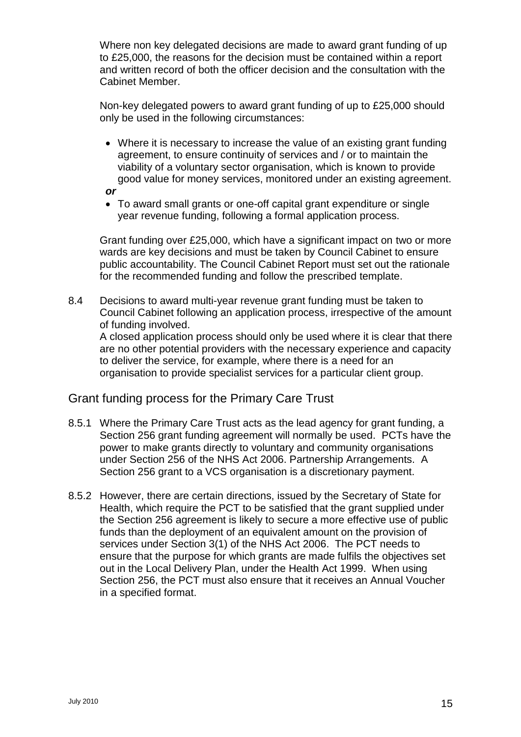Where non key delegated decisions are made to award grant funding of up to £25,000, the reasons for the decision must be contained within a report and written record of both the officer decision and the consultation with the Cabinet Member.

Non-key delegated powers to award grant funding of up to £25,000 should only be used in the following circumstances:

- Where it is necessary to increase the value of an existing grant funding agreement, to ensure continuity of services and / or to maintain the viability of a voluntary sector organisation, which is known to provide good value for money services, monitored under an existing agreement.

***or***

- To award small grants or one-off capital grant expenditure or single year revenue funding, following a formal application process.

Grant funding over £25,000, which have a significant impact on two or more wards are key decisions and must be taken by Council Cabinet to ensure public accountability. The Council Cabinet Report must set out the rationale for the recommended funding and follow the prescribed template.

8.4 Decisions to award multi-year revenue grant funding must be taken to Council Cabinet following an application process, irrespective of the amount of funding involved.
A closed application process should only be used where it is clear that there are no other potential providers with the necessary experience and capacity to deliver the service, for example, where there is a need for an organisation to provide specialist services for a particular client group.

## Grant funding process for the Primary Care Trust

8.5.1 Where the Primary Care Trust acts as the lead agency for grant funding, a Section 256 grant funding agreement will normally be used. PCTs have the power to make grants directly to voluntary and community organisations under Section 256 of the NHS Act 2006. Partnership Arrangements. A Section 256 grant to a VCS organisation is a discretionary payment.

8.5.2 However, there are certain directions, issued by the Secretary of State for Health, which require the PCT to be satisfied that the grant supplied under the Section 256 agreement is likely to secure a more effective use of public funds than the deployment of an equivalent amount on the provision of services under Section 3(1) of the NHS Act 2006. The PCT needs to ensure that the purpose for which grants are made fulfils the objectives set out in the Local Delivery Plan, under the Health Act 1999. When using Section 256, the PCT must also ensure that it receives an Annual Voucher in a specified format.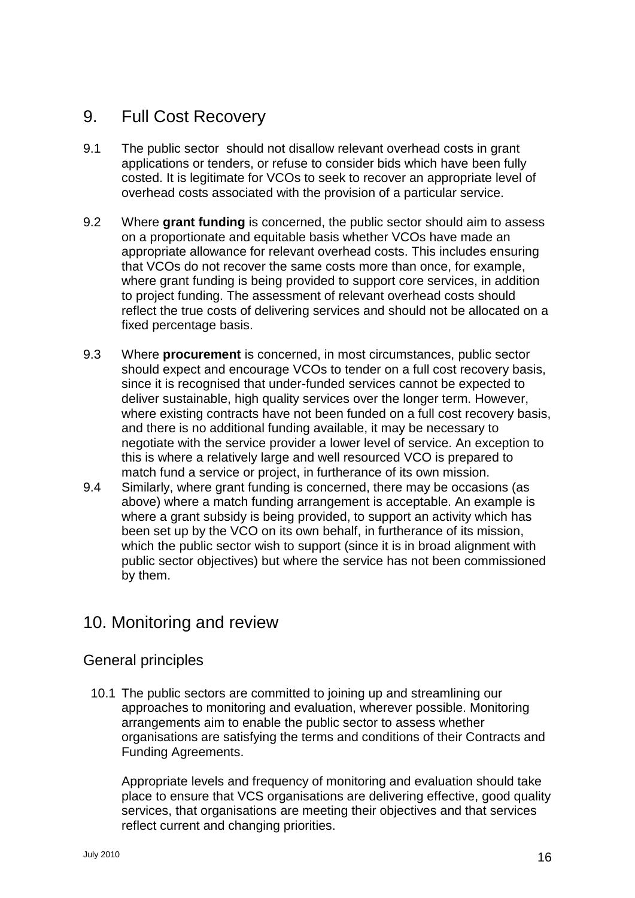## 9. Full Cost Recovery

9.1 The public sector should not disallow relevant overhead costs in grant applications or tenders, or refuse to consider bids which have been fully costed. It is legitimate for VCOs to seek to recover an appropriate level of overhead costs associated with the provision of a particular service.

9.2 Where **grant funding** is concerned, the public sector should aim to assess on a proportionate and equitable basis whether VCOs have made an appropriate allowance for relevant overhead costs. This includes ensuring that VCOs do not recover the same costs more than once, for example, where grant funding is being provided to support core services, in addition to project funding. The assessment of relevant overhead costs should reflect the true costs of delivering services and should not be allocated on a fixed percentage basis.

9.3 Where **procurement** is concerned, in most circumstances, public sector should expect and encourage VCOs to tender on a full cost recovery basis, since it is recognised that under-funded services cannot be expected to deliver sustainable, high quality services over the longer term. However, where existing contracts have not been funded on a full cost recovery basis, and there is no additional funding available, it may be necessary to negotiate with the service provider a lower level of service. An exception to this is where a relatively large and well resourced VCO is prepared to match fund a service or project, in furtherance of its own mission.

9.4 Similarly, where grant funding is concerned, there may be occasions (as above) where a match funding arrangement is acceptable. An example is where a grant subsidy is being provided, to support an activity which has been set up by the VCO on its own behalf, in furtherance of its mission, which the public sector wish to support (since it is in broad alignment with public sector objectives) but where the service has not been commissioned by them.

## 10. Monitoring and review

### General principles

10.1 The public sectors are committed to joining up and streamlining our approaches to monitoring and evaluation, wherever possible. Monitoring arrangements aim to enable the public sector to assess whether organisations are satisfying the terms and conditions of their Contracts and Funding Agreements.

Appropriate levels and frequency of monitoring and evaluation should take place to ensure that VCS organisations are delivering effective, good quality services, that organisations are meeting their objectives and that services reflect current and changing priorities.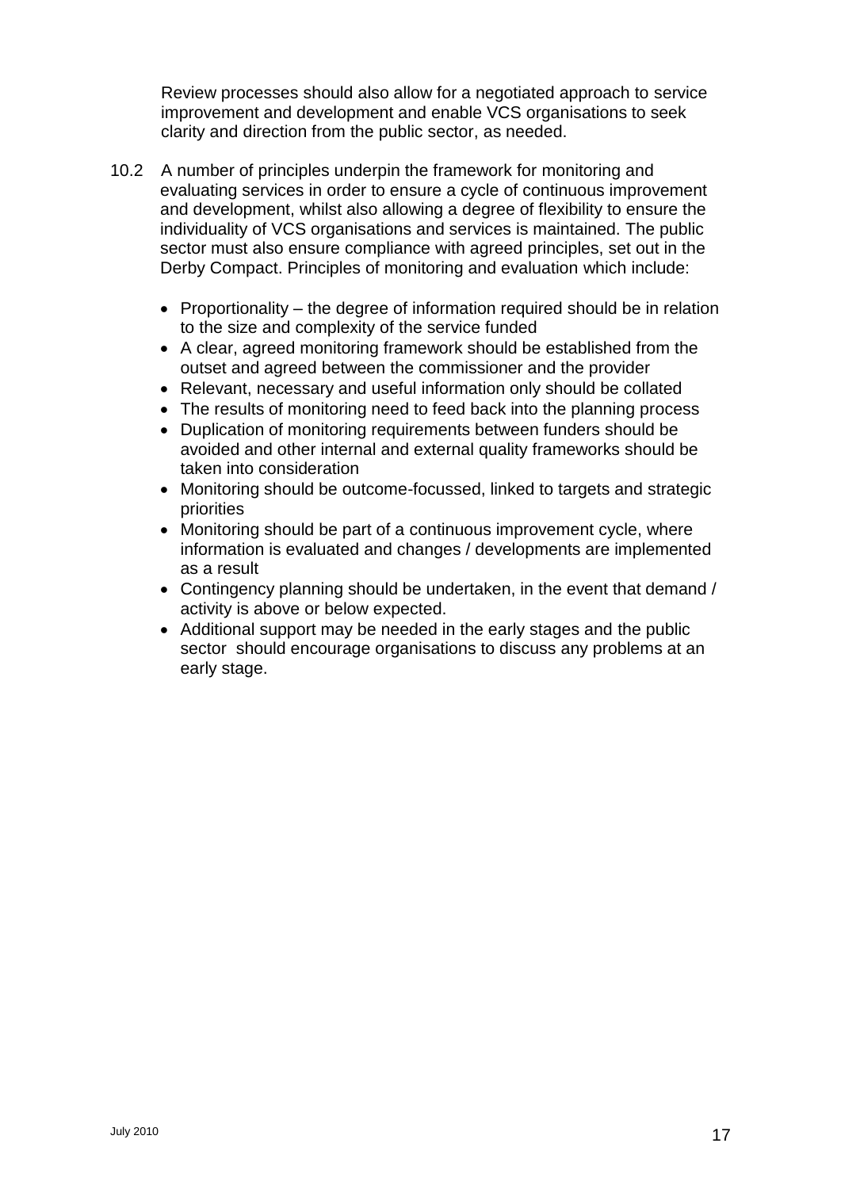Review processes should also allow for a negotiated approach to service improvement and development and enable VCS organisations to seek clarity and direction from the public sector, as needed.

10.2 A number of principles underpin the framework for monitoring and evaluating services in order to ensure a cycle of continuous improvement and development, whilst also allowing a degree of flexibility to ensure the individuality of VCS organisations and services is maintained. The public sector must also ensure compliance with agreed principles, set out in the Derby Compact. Principles of monitoring and evaluation which include:

- Proportionality – the degree of information required should be in relation to the size and complexity of the service funded
- A clear, agreed monitoring framework should be established from the outset and agreed between the commissioner and the provider
- Relevant, necessary and useful information only should be collated
- The results of monitoring need to feed back into the planning process
- Duplication of monitoring requirements between funders should be avoided and other internal and external quality frameworks should be taken into consideration
- Monitoring should be outcome-focussed, linked to targets and strategic priorities
- Monitoring should be part of a continuous improvement cycle, where information is evaluated and changes / developments are implemented as a result
- Contingency planning should be undertaken, in the event that demand / activity is above or below expected.
- Additional support may be needed in the early stages and the public sector should encourage organisations to discuss any problems at an early stage.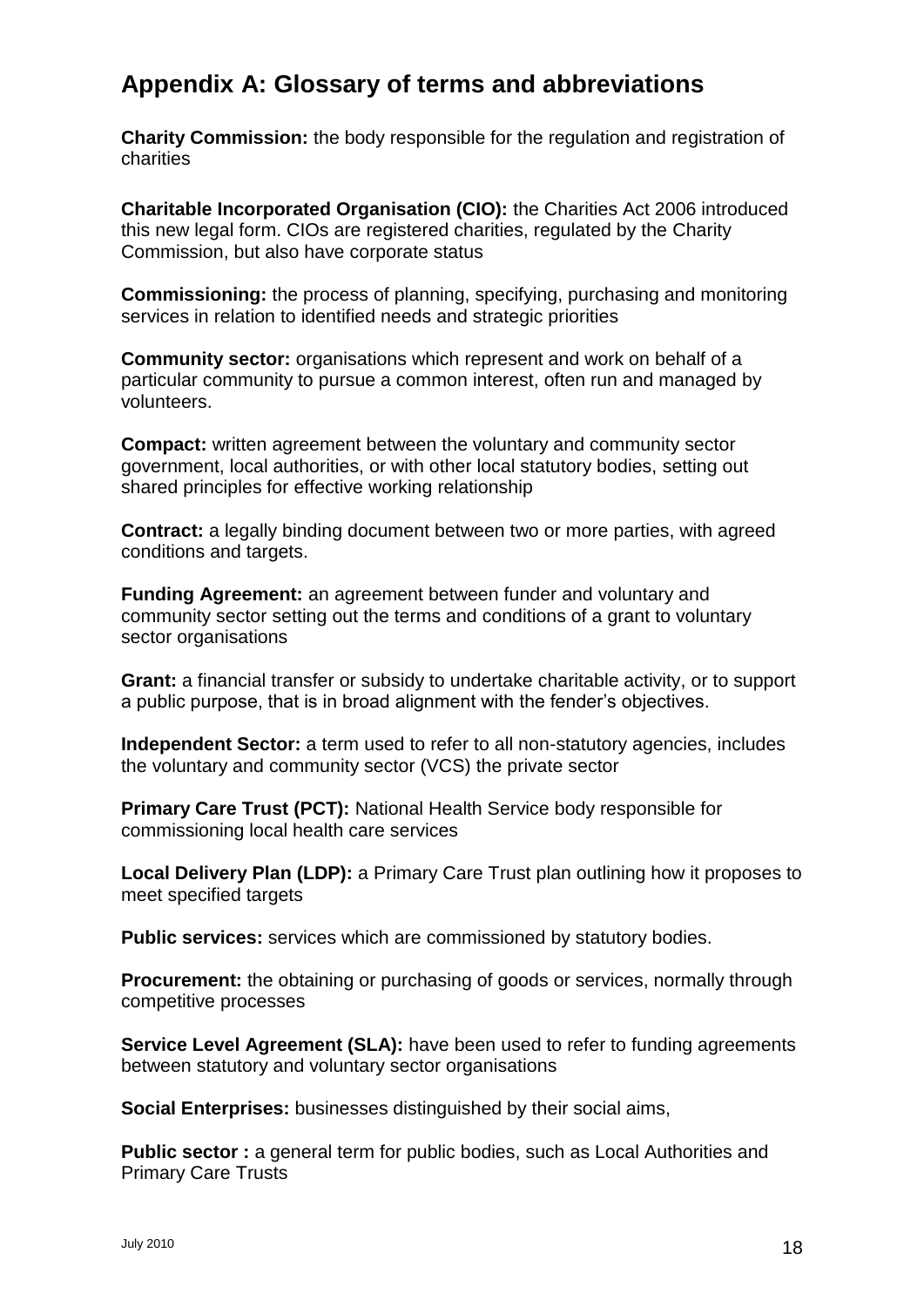## Appendix A: Glossary of terms and abbreviations

**Charity Commission:** the body responsible for the regulation and registration of charities

**Charitable Incorporated Organisation (CIO):** the Charities Act 2006 introduced this new legal form. CIOs are registered charities, regulated by the Charity Commission, but also have corporate status

**Commissioning:** the process of planning, specifying, purchasing and monitoring services in relation to identified needs and strategic priorities

**Community sector:** organisations which represent and work on behalf of a particular community to pursue a common interest, often run and managed by volunteers.

**Compact:** written agreement between the voluntary and community sector government, local authorities, or with other local statutory bodies, setting out shared principles for effective working relationship

**Contract:** a legally binding document between two or more parties, with agreed conditions and targets.

**Funding Agreement:** an agreement between funder and voluntary and community sector setting out the terms and conditions of a grant to voluntary sector organisations

**Grant:** a financial transfer or subsidy to undertake charitable activity, or to support a public purpose, that is in broad alignment with the fender's objectives.

**Independent Sector:** a term used to refer to all non-statutory agencies, includes the voluntary and community sector (VCS) the private sector

**Primary Care Trust (PCT):** National Health Service body responsible for commissioning local health care services

**Local Delivery Plan (LDP):** a Primary Care Trust plan outlining how it proposes to meet specified targets

**Public services:** services which are commissioned by statutory bodies.

**Procurement:** the obtaining or purchasing of goods or services, normally through competitive processes

**Service Level Agreement (SLA):** have been used to refer to funding agreements between statutory and voluntary sector organisations

**Social Enterprises:** businesses distinguished by their social aims,

**Public sector :** a general term for public bodies, such as Local Authorities and Primary Care Trusts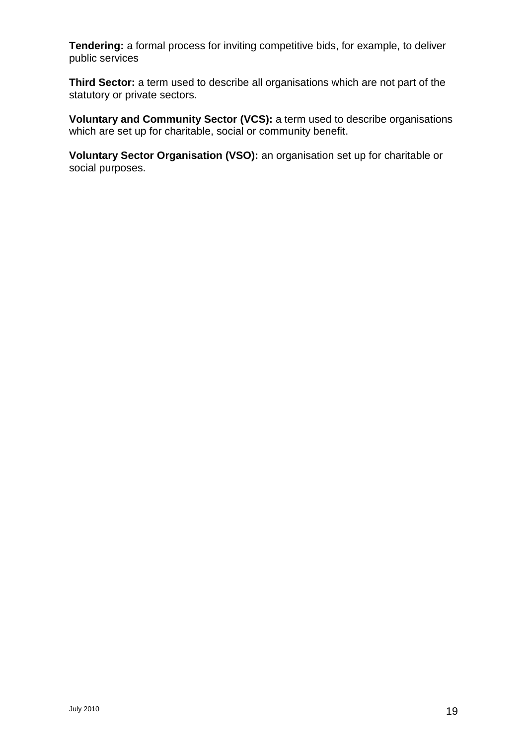**Tendering:** a formal process for inviting competitive bids, for example, to deliver public services

**Third Sector:** a term used to describe all organisations which are not part of the statutory or private sectors.

**Voluntary and Community Sector (VCS):** a term used to describe organisations which are set up for charitable, social or community benefit.

**Voluntary Sector Organisation (VSO):** an organisation set up for charitable or social purposes.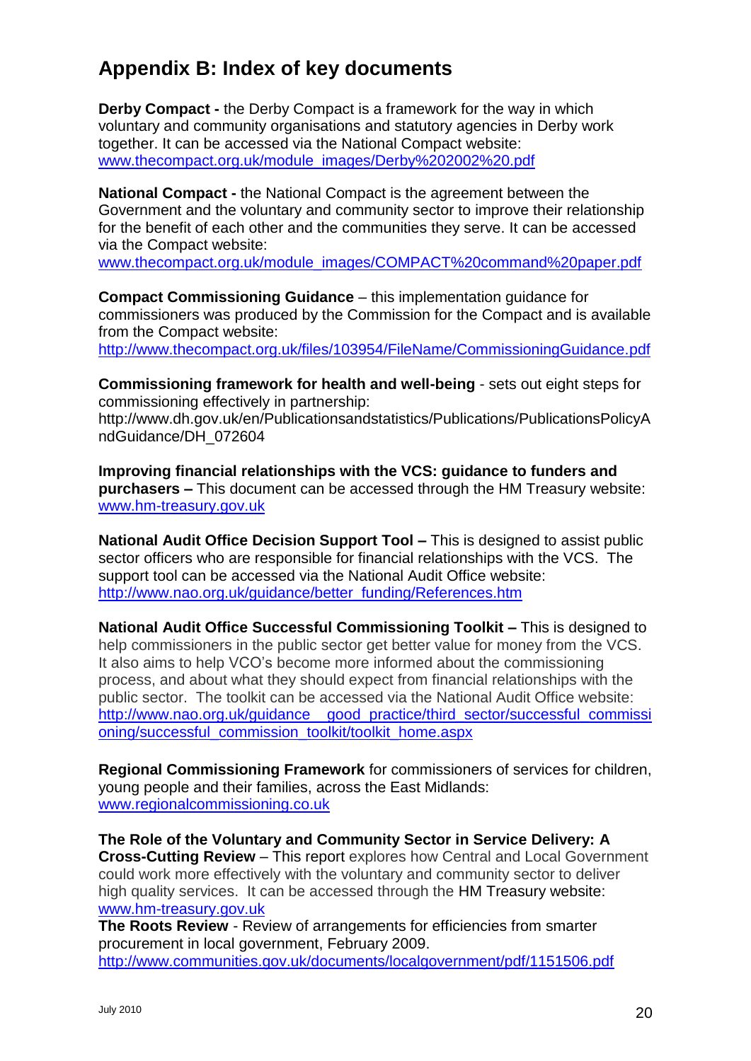## Appendix B: Index of key documents

**Derby Compact -** the Derby Compact is a framework for the way in which voluntary and community organisations and statutory agencies in Derby work together. It can be accessed via the National Compact website: www.thecompact.org.uk/module_images/Derby%202002%20.pdf

**National Compact -** the National Compact is the agreement between the Government and the voluntary and community sector to improve their relationship for the benefit of each other and the communities they serve. It can be accessed via the Compact website: www.thecompact.org.uk/module_images/COMPACT%20command%20paper.pdf

**Compact Commissioning Guidance** – this implementation guidance for commissioners was produced by the Commission for the Compact and is available from the Compact website: http://www.thecompact.org.uk/files/103954/FileName/CommissioningGuidance.pdf

**Commissioning framework for health and well-being** - sets out eight steps for commissioning effectively in partnership: http://www.dh.gov.uk/en/Publicationsandstatistics/Publications/PublicationsPolicyAndGuidance/DH_072604

**Improving financial relationships with the VCS: guidance to funders and purchasers –** This document can be accessed through the HM Treasury website: www.hm-treasury.gov.uk

**National Audit Office Decision Support Tool –** This is designed to assist public sector officers who are responsible for financial relationships with the VCS. The support tool can be accessed via the National Audit Office website: http://www.nao.org.uk/guidance/better_funding/References.htm

**National Audit Office Successful Commissioning Toolkit –** This is designed to help commissioners in the public sector get better value for money from the VCS. It also aims to help VCO's become more informed about the commissioning process, and about what they should expect from financial relationships with the public sector. The toolkit can be accessed via the National Audit Office website: http://www.nao.org.uk/guidance__good_practice/third_sector/successful_commissioning/successful_commission_toolkit/toolkit_home.aspx

**Regional Commissioning Framework** for commissioners of services for children, young people and their families, across the East Midlands: www.regionalcommissioning.co.uk

**The Role of the Voluntary and Community Sector in Service Delivery: A Cross-Cutting Review** – This report explores how Central and Local Government could work more effectively with the voluntary and community sector to deliver high quality services. It can be accessed through the HM Treasury website: www.hm-treasury.gov.uk

**The Roots Review** - Review of arrangements for efficiencies from smarter procurement in local government, February 2009. http://www.communities.gov.uk/documents/localgovernment/pdf/1151506.pdf